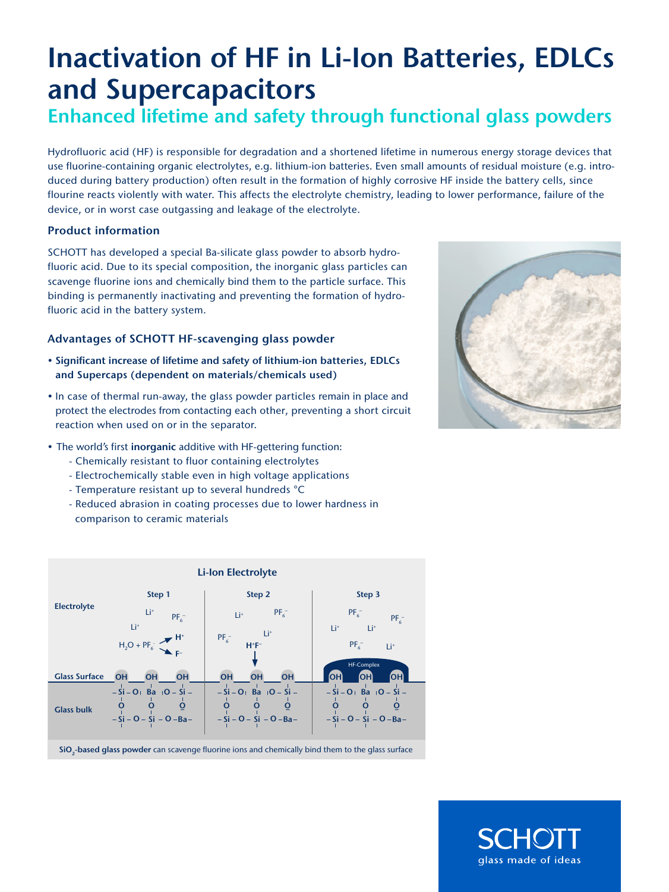# Inactivation of HF in Li-Ion Batteries, EDLCs and Supercapacitors

## Enhanced lifetime and safety through functional glass powders

Hydrofluoric acid (HF) is responsible for degradation and a shortened lifetime in numerous energy storage devices that use fluorine-containing organic electrolytes, e.g. lithium-ion batteries. Even small amounts of residual moisture (e.g. introduced during battery production) often result in the formation of highly corrosive HF inside the battery cells, since flourine reacts violently with water. This affects the electrolyte chemistry, leading to lower performance, failure of the device, or in worst case outgassing and leakage of the electrolyte.

### Product information

SCHOTT has developed a special Ba-silicate glass powder to absorb hydrofluoric acid. Due to its special composition, the inorganic glass particles can scavenge fluorine ions and chemically bind them to the particle surface. This binding is permanently inactivating and preventing the formation of hydrofluoric acid in the battery system.

### Advantages of SCHOTT HF-scavenging glass powder

- **Significant increase of lifetime and safety of lithium-ion batteries, EDLCs and Supercaps (dependent on materials/chemicals used)**
- In case of thermal run-away, the glass powder particles remain in place and protect the electrodes from contacting each other, preventing a short circuit reaction when used on or in the separator.
- The world's first **inorganic** additive with HF-gettering function:
  - Chemically resistant to fluor containing electrolytes
  - Electrochemically stable even in high voltage applications
  - Temperature resistant up to several hundreds °C
  - Reduced abrasion in coating processes due to lower hardness in comparison to ceramic materials

Li-Ion Electrolyte

Step 1 — Step 2 — Step 3

Electrolyte

Step 1: $Li^+$, $PF_6^-$, $Li^+$, $H_2O + PF_6^-$ → $H^+$, $F^-$

Step 2: $Li^+$, $PF_6^-$, $PF_6^-$, $Li^+$, $H^+F^-$

Step 3: $PF_6^-$, $PF_6^-$, $Li^+$, $Li^+$, $PF_6^-$, $Li^+$, HF-Complex

Glass Surface: OH OH OH

Glass bulk: –Si–O Ba O–Si– / O O O / –Si–O–Si–O–Ba–

**$SiO_2$-based glass powder** can scavenge fluorine ions and chemically bind them to the glass surface

SCHOTT
glass made of ideas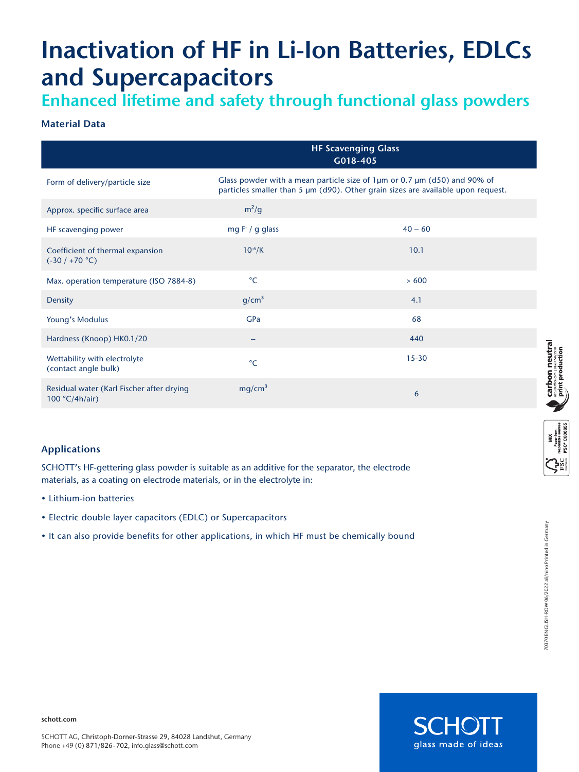# Inactivation of HF in Li-Ion Batteries, EDLCs and Supercapacitors

## Enhanced lifetime and safety through functional glass powders

### Material Data

| | | HF Scavenging Glass G018-405 |
|---|---|---|
| Form of delivery/particle size | Glass powder with a mean particle size of 1µm or 0.7 µm (d50) and 90% of particles smaller than 5 µm (d90). Other grain sizes are available upon request. | |
| Approx. specific surface area | $m^2/g$ | |
| HF scavenging power | mg $F^-$ / g glass | 40 – 60 |
| Coefficient of thermal expansion (-30 / +70 °C) | $10^{-6}/K$ | 10.1 |
| Max. operation temperature (ISO 7884-8) | °C | > 600 |
| Density | $g/cm^3$ | 4.1 |
| Young's Modulus | GPa | 68 |
| Hardness (Knoop) HK0.1/20 | – | 440 |
| Wettability with electrolyte (contact angle bulk) | °C | 15-30 |
| Residual water (Karl Fischer after drying 100 °C/4h/air) | $mg/cm^3$ | 6 |

### Applications

SCHOTT's HF-gettering glass powder is suitable as an additive for the separator, the electrode materials, as a coating on electrode materials, or in the electrolyte in:

- Lithium-ion batteries
- Electric double layer capacitors (EDLC) or Supercapacitors
- It can also provide benefits for other applications, in which HF must be chemically bound

70370 ENGLISH-ROW 06/2022 ali/nino Printed in Germany

**schott.com**

SCHOTT AG, Christoph-Dorner-Strasse 29, 84028 Landshut, Germany
Phone +49 (0) 871/826-702, info.glass@schott.com

SCHOTT
glass made of ideas